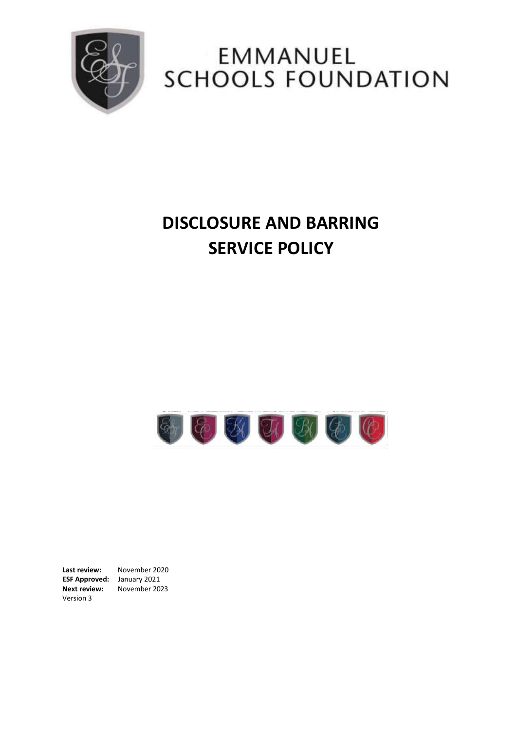# EMMANUEL SCHOOLS FOUNDATION

# DISCLOSURE AND BARRING SERVICE POLICY

**Last review:** November 2020
**ESF Approved:** January 2021
**Next review:** November 2023
Version 3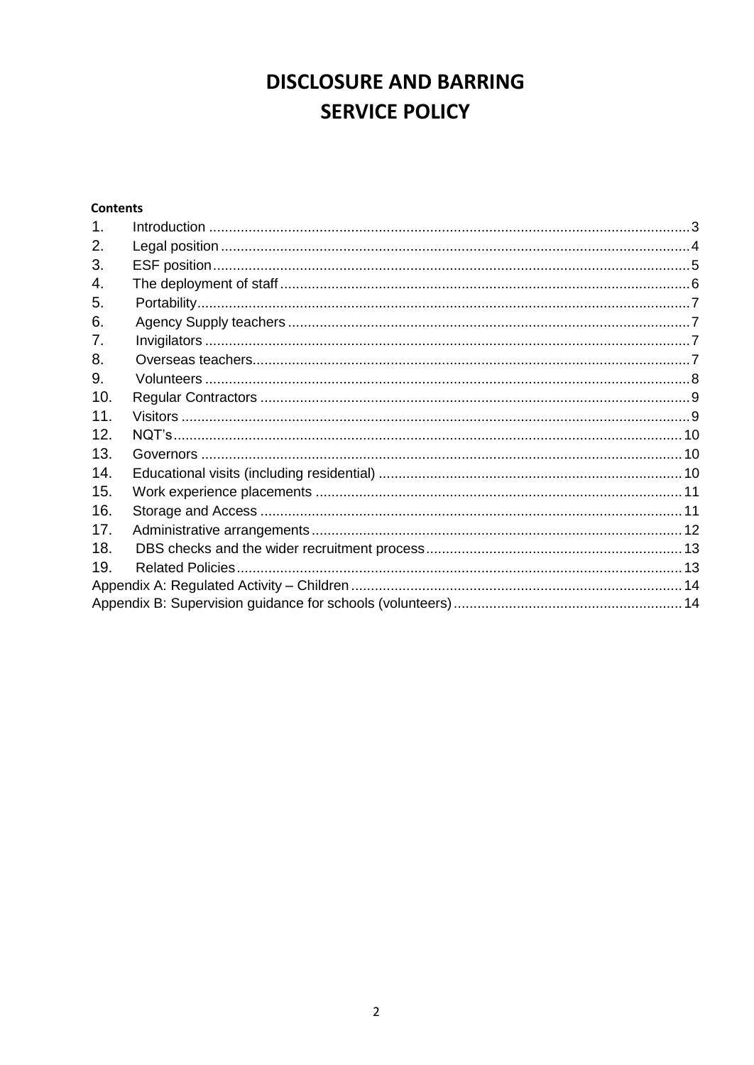# DISCLOSURE AND BARRING SERVICE POLICY

**Contents**

1. Introduction ........................................................ 3
2. Legal position ........................................................ 4
3. ESF position ........................................................ 5
4. The deployment of staff ........................................................ 6
5. Portability ........................................................ 7
6. Agency Supply teachers ........................................................ 7
7. Invigilators ........................................................ 7
8. Overseas teachers ........................................................ 7
9. Volunteers ........................................................ 8
10. Regular Contractors ........................................................ 9
11. Visitors ........................................................ 9
12. NQT's ........................................................ 10
13. Governors ........................................................ 10
14. Educational visits (including residential) ........................................................ 10
15. Work experience placements ........................................................ 11
16. Storage and Access ........................................................ 11
17. Administrative arrangements ........................................................ 12
18. DBS checks and the wider recruitment process ........................................................ 13
19. Related Policies ........................................................ 13

Appendix A: Regulated Activity – Children ........................................................ 14
Appendix B: Supervision guidance for schools (volunteers) ........................................................ 14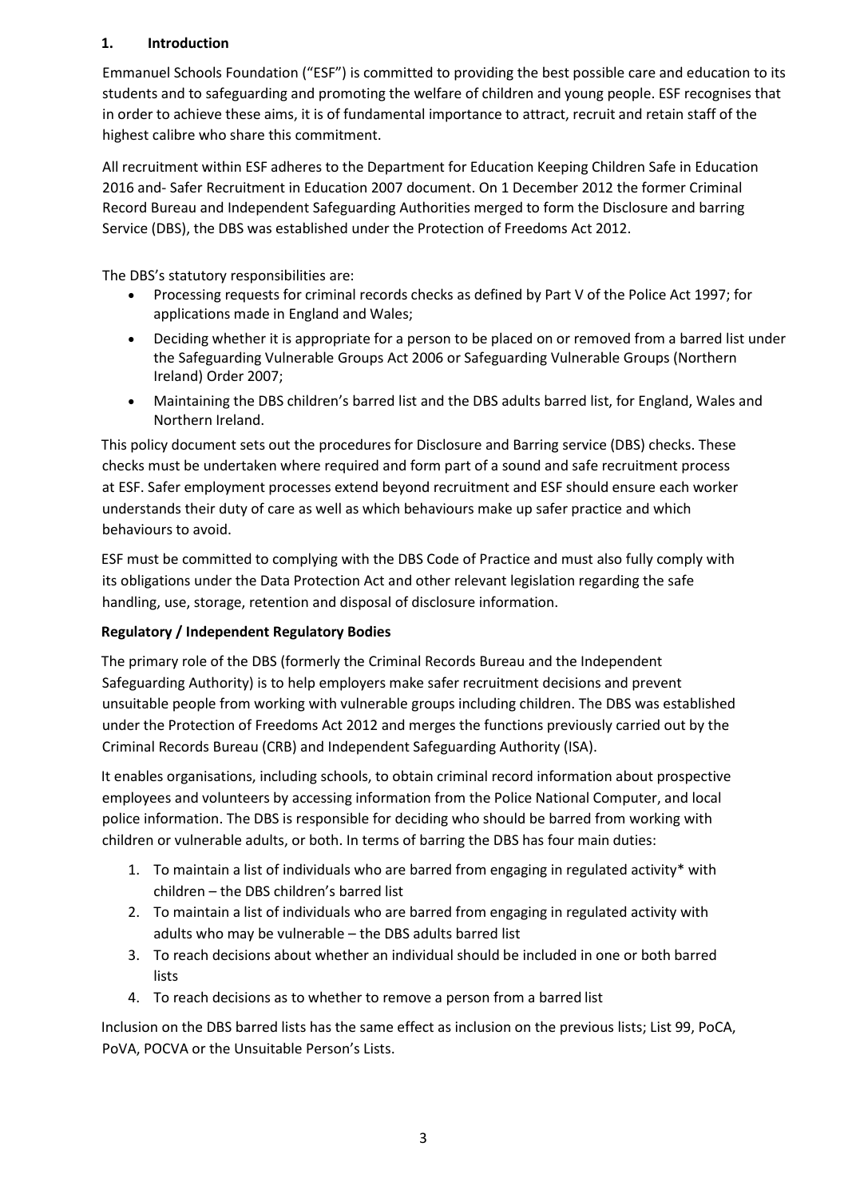## 1. Introduction

Emmanuel Schools Foundation ("ESF") is committed to providing the best possible care and education to its students and to safeguarding and promoting the welfare of children and young people. ESF recognises that in order to achieve these aims, it is of fundamental importance to attract, recruit and retain staff of the highest calibre who share this commitment.

All recruitment within ESF adheres to the Department for Education Keeping Children Safe in Education 2016 and- Safer Recruitment in Education 2007 document. On 1 December 2012 the former Criminal Record Bureau and Independent Safeguarding Authorities merged to form the Disclosure and barring Service (DBS), the DBS was established under the Protection of Freedoms Act 2012.

The DBS's statutory responsibilities are:

- Processing requests for criminal records checks as defined by Part V of the Police Act 1997; for applications made in England and Wales;
- Deciding whether it is appropriate for a person to be placed on or removed from a barred list under the Safeguarding Vulnerable Groups Act 2006 or Safeguarding Vulnerable Groups (Northern Ireland) Order 2007;
- Maintaining the DBS children's barred list and the DBS adults barred list, for England, Wales and Northern Ireland.

This policy document sets out the procedures for Disclosure and Barring service (DBS) checks. These checks must be undertaken where required and form part of a sound and safe recruitment process at ESF. Safer employment processes extend beyond recruitment and ESF should ensure each worker understands their duty of care as well as which behaviours make up safer practice and which behaviours to avoid.

ESF must be committed to complying with the DBS Code of Practice and must also fully comply with its obligations under the Data Protection Act and other relevant legislation regarding the safe handling, use, storage, retention and disposal of disclosure information.

**Regulatory / Independent Regulatory Bodies**

The primary role of the DBS (formerly the Criminal Records Bureau and the Independent Safeguarding Authority) is to help employers make safer recruitment decisions and prevent unsuitable people from working with vulnerable groups including children. The DBS was established under the Protection of Freedoms Act 2012 and merges the functions previously carried out by the Criminal Records Bureau (CRB) and Independent Safeguarding Authority (ISA).

It enables organisations, including schools, to obtain criminal record information about prospective employees and volunteers by accessing information from the Police National Computer, and local police information. The DBS is responsible for deciding who should be barred from working with children or vulnerable adults, or both. In terms of barring the DBS has four main duties:

1. To maintain a list of individuals who are barred from engaging in regulated activity* with children – the DBS children's barred list
2. To maintain a list of individuals who are barred from engaging in regulated activity with adults who may be vulnerable – the DBS adults barred list
3. To reach decisions about whether an individual should be included in one or both barred lists
4. To reach decisions as to whether to remove a person from a barred list

Inclusion on the DBS barred lists has the same effect as inclusion on the previous lists; List 99, PoCA, PoVA, POCVA or the Unsuitable Person's Lists.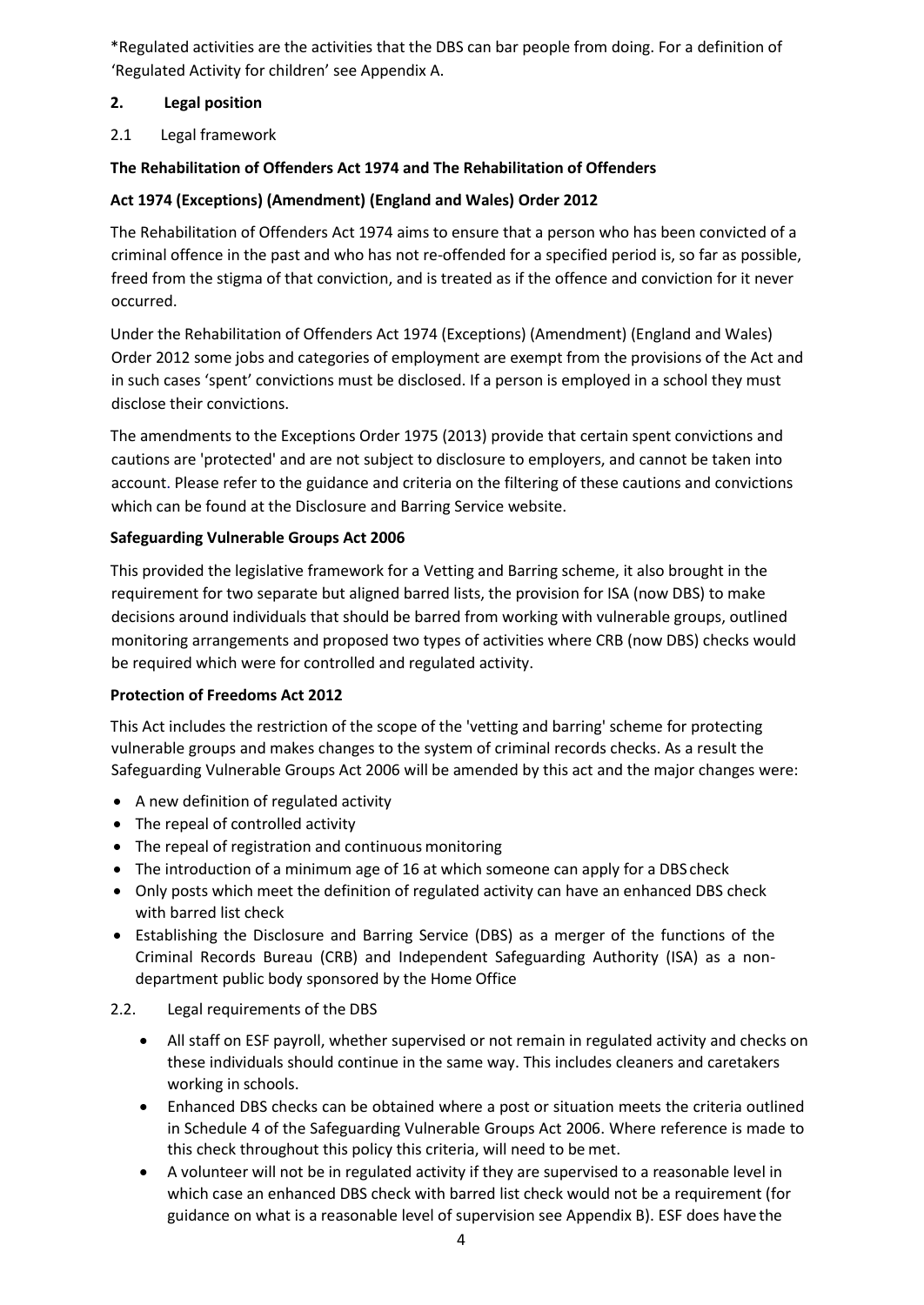*Regulated activities are the activities that the DBS can bar people from doing. For a definition of 'Regulated Activity for children' see Appendix A.

## 2. Legal position

### 2.1 Legal framework

**The Rehabilitation of Offenders Act 1974 and The Rehabilitation of Offenders**

**Act 1974 (Exceptions) (Amendment) (England and Wales) Order 2012**

The Rehabilitation of Offenders Act 1974 aims to ensure that a person who has been convicted of a criminal offence in the past and who has not re-offended for a specified period is, so far as possible, freed from the stigma of that conviction, and is treated as if the offence and conviction for it never occurred.

Under the Rehabilitation of Offenders Act 1974 (Exceptions) (Amendment) (England and Wales) Order 2012 some jobs and categories of employment are exempt from the provisions of the Act and in such cases 'spent' convictions must be disclosed. If a person is employed in a school they must disclose their convictions.

The amendments to the Exceptions Order 1975 (2013) provide that certain spent convictions and cautions are 'protected' and are not subject to disclosure to employers, and cannot be taken into account. Please refer to the guidance and criteria on the filtering of these cautions and convictions which can be found at the Disclosure and Barring Service website.

**Safeguarding Vulnerable Groups Act 2006**

This provided the legislative framework for a Vetting and Barring scheme, it also brought in the requirement for two separate but aligned barred lists, the provision for ISA (now DBS) to make decisions around individuals that should be barred from working with vulnerable groups, outlined monitoring arrangements and proposed two types of activities where CRB (now DBS) checks would be required which were for controlled and regulated activity.

**Protection of Freedoms Act 2012**

This Act includes the restriction of the scope of the 'vetting and barring' scheme for protecting vulnerable groups and makes changes to the system of criminal records checks. As a result the Safeguarding Vulnerable Groups Act 2006 will be amended by this act and the major changes were:

- A new definition of regulated activity
- The repeal of controlled activity
- The repeal of registration and continuous monitoring
- The introduction of a minimum age of 16 at which someone can apply for a DBS check
- Only posts which meet the definition of regulated activity can have an enhanced DBS check with barred list check
- Establishing the Disclosure and Barring Service (DBS) as a merger of the functions of the Criminal Records Bureau (CRB) and Independent Safeguarding Authority (ISA) as a non-department public body sponsored by the Home Office

### 2.2. Legal requirements of the DBS

- All staff on ESF payroll, whether supervised or not remain in regulated activity and checks on these individuals should continue in the same way. This includes cleaners and caretakers working in schools.
- Enhanced DBS checks can be obtained where a post or situation meets the criteria outlined in Schedule 4 of the Safeguarding Vulnerable Groups Act 2006. Where reference is made to this check throughout this policy this criteria, will need to be met.
- A volunteer will not be in regulated activity if they are supervised to a reasonable level in which case an enhanced DBS check with barred list check would not be a requirement (for guidance on what is a reasonable level of supervision see Appendix B). ESF does have the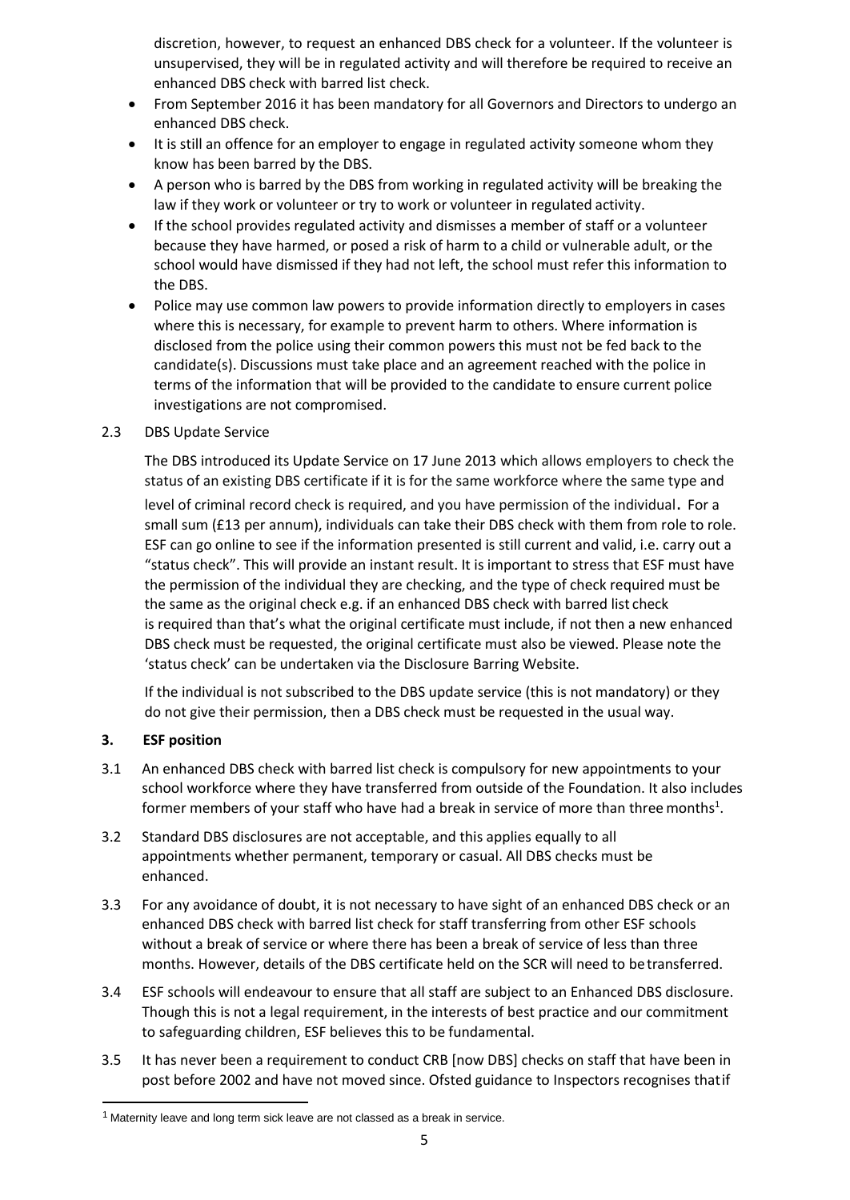discretion, however, to request an enhanced DBS check for a volunteer. If the volunteer is unsupervised, they will be in regulated activity and will therefore be required to receive an enhanced DBS check with barred list check.

- From September 2016 it has been mandatory for all Governors and Directors to undergo an enhanced DBS check.
- It is still an offence for an employer to engage in regulated activity someone whom they know has been barred by the DBS.
- A person who is barred by the DBS from working in regulated activity will be breaking the law if they work or volunteer or try to work or volunteer in regulated activity.
- If the school provides regulated activity and dismisses a member of staff or a volunteer because they have harmed, or posed a risk of harm to a child or vulnerable adult, or the school would have dismissed if they had not left, the school must refer this information to the DBS.
- Police may use common law powers to provide information directly to employers in cases where this is necessary, for example to prevent harm to others. Where information is disclosed from the police using their common powers this must not be fed back to the candidate(s). Discussions must take place and an agreement reached with the police in terms of the information that will be provided to the candidate to ensure current police investigations are not compromised.

2.3 DBS Update Service

The DBS introduced its Update Service on 17 June 2013 which allows employers to check the status of an existing DBS certificate if it is for the same workforce where the same type and level of criminal record check is required, and you have permission of the individual. For a small sum (£13 per annum), individuals can take their DBS check with them from role to role. ESF can go online to see if the information presented is still current and valid, i.e. carry out a "status check". This will provide an instant result. It is important to stress that ESF must have the permission of the individual they are checking, and the type of check required must be the same as the original check e.g. if an enhanced DBS check with barred list check is required than that's what the original certificate must include, if not then a new enhanced DBS check must be requested, the original certificate must also be viewed. Please note the 'status check' can be undertaken via the Disclosure Barring Website.

If the individual is not subscribed to the DBS update service (this is not mandatory) or they do not give their permission, then a DBS check must be requested in the usual way.

## 3. ESF position

3.1 An enhanced DBS check with barred list check is compulsory for new appointments to your school workforce where they have transferred from outside of the Foundation. It also includes former members of your staff who have had a break in service of more than three months[1].

3.2 Standard DBS disclosures are not acceptable, and this applies equally to all appointments whether permanent, temporary or casual. All DBS checks must be enhanced.

3.3 For any avoidance of doubt, it is not necessary to have sight of an enhanced DBS check or an enhanced DBS check with barred list check for staff transferring from other ESF schools without a break of service or where there has been a break of service of less than three months. However, details of the DBS certificate held on the SCR will need to be transferred.

3.4 ESF schools will endeavour to ensure that all staff are subject to an Enhanced DBS disclosure. Though this is not a legal requirement, in the interests of best practice and our commitment to safeguarding children, ESF believes this to be fundamental.

3.5 It has never been a requirement to conduct CRB [now DBS] checks on staff that have been in post before 2002 and have not moved since. Ofsted guidance to Inspectors recognises that if

[1] Maternity leave and long term sick leave are not classed as a break in service.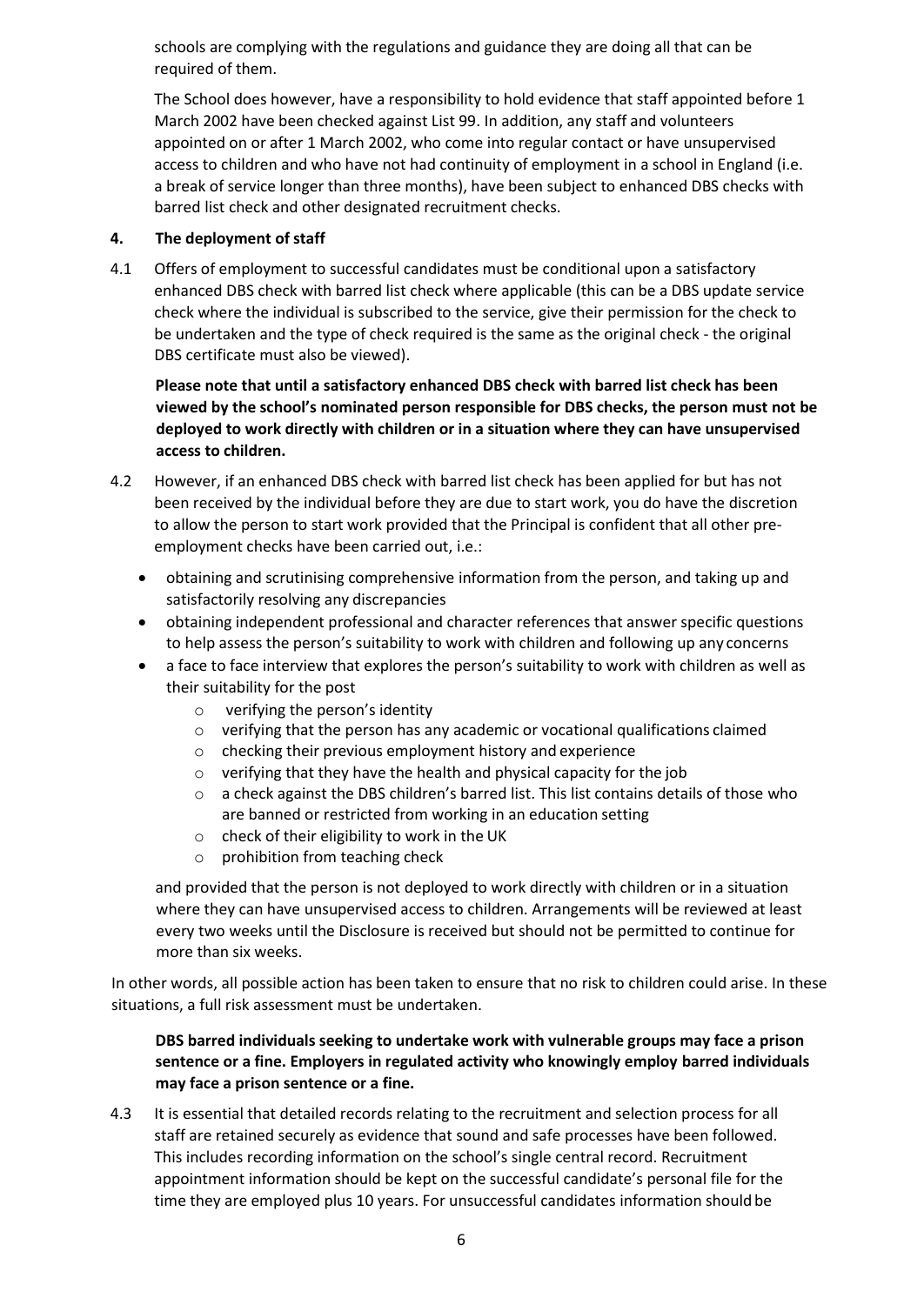schools are complying with the regulations and guidance they are doing all that can be required of them.

The School does however, have a responsibility to hold evidence that staff appointed before 1 March 2002 have been checked against List 99. In addition, any staff and volunteers appointed on or after 1 March 2002, who come into regular contact or have unsupervised access to children and who have not had continuity of employment in a school in England (i.e. a break of service longer than three months), have been subject to enhanced DBS checks with barred list check and other designated recruitment checks.

## 4. The deployment of staff

4.1 Offers of employment to successful candidates must be conditional upon a satisfactory enhanced DBS check with barred list check where applicable (this can be a DBS update service check where the individual is subscribed to the service, give their permission for the check to be undertaken and the type of check required is the same as the original check - the original DBS certificate must also be viewed).

**Please note that until a satisfactory enhanced DBS check with barred list check has been viewed by the school's nominated person responsible for DBS checks, the person must not be deployed to work directly with children or in a situation where they can have unsupervised access to children.**

4.2 However, if an enhanced DBS check with barred list check has been applied for but has not been received by the individual before they are due to start work, you do have the discretion to allow the person to start work provided that the Principal is confident that all other pre-employment checks have been carried out, i.e.:

- obtaining and scrutinising comprehensive information from the person, and taking up and satisfactorily resolving any discrepancies
- obtaining independent professional and character references that answer specific questions to help assess the person's suitability to work with children and following up any concerns
- a face to face interview that explores the person's suitability to work with children as well as their suitability for the post
  - verifying the person's identity
  - verifying that the person has any academic or vocational qualifications claimed
  - checking their previous employment history and experience
  - verifying that they have the health and physical capacity for the job
  - a check against the DBS children's barred list. This list contains details of those who are banned or restricted from working in an education setting
  - check of their eligibility to work in the UK
  - prohibition from teaching check

and provided that the person is not deployed to work directly with children or in a situation where they can have unsupervised access to children. Arrangements will be reviewed at least every two weeks until the Disclosure is received but should not be permitted to continue for more than six weeks.

In other words, all possible action has been taken to ensure that no risk to children could arise. In these situations, a full risk assessment must be undertaken.

**DBS barred individuals seeking to undertake work with vulnerable groups may face a prison sentence or a fine. Employers in regulated activity who knowingly employ barred individuals may face a prison sentence or a fine.**

4.3 It is essential that detailed records relating to the recruitment and selection process for all staff are retained securely as evidence that sound and safe processes have been followed. This includes recording information on the school's single central record. Recruitment appointment information should be kept on the successful candidate's personal file for the time they are employed plus 10 years. For unsuccessful candidates information should be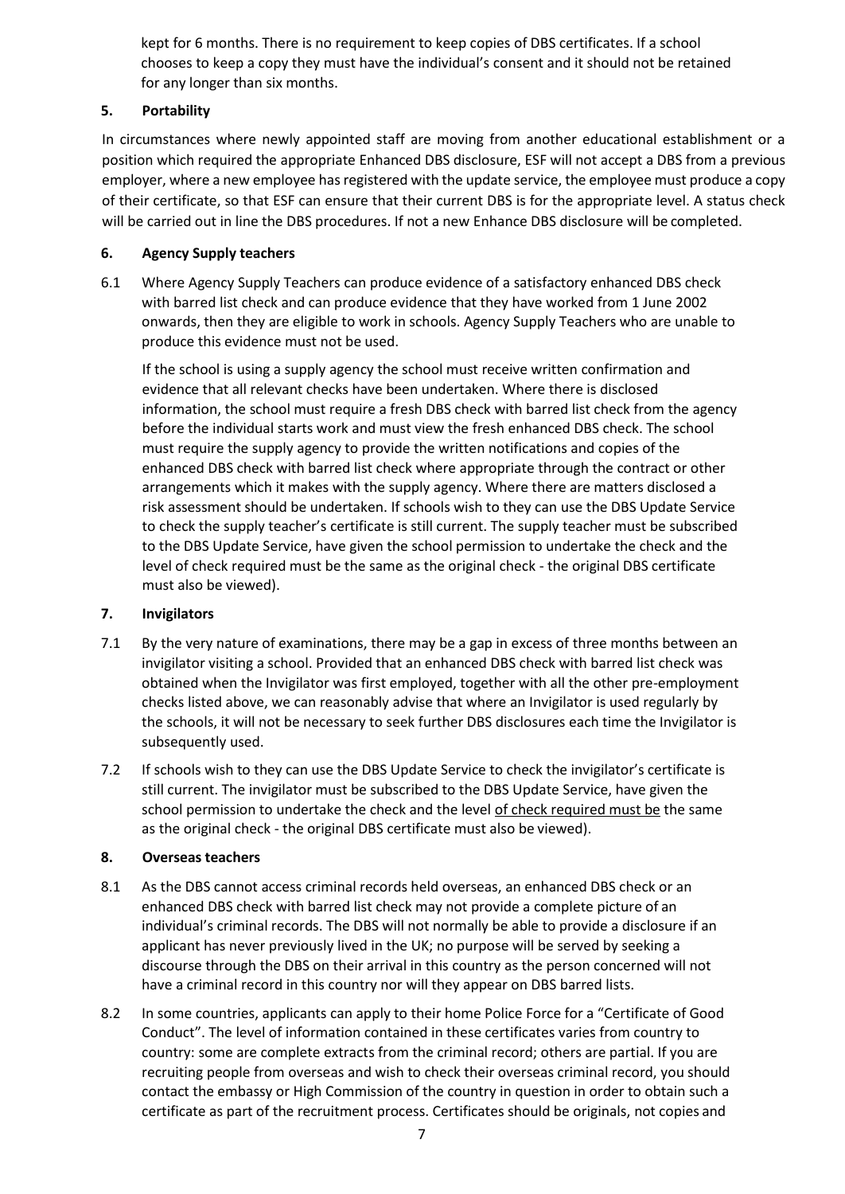kept for 6 months. There is no requirement to keep copies of DBS certificates. If a school chooses to keep a copy they must have the individual's consent and it should not be retained for any longer than six months.

## 5. Portability

In circumstances where newly appointed staff are moving from another educational establishment or a position which required the appropriate Enhanced DBS disclosure, ESF will not accept a DBS from a previous employer, where a new employee has registered with the update service, the employee must produce a copy of their certificate, so that ESF can ensure that their current DBS is for the appropriate level. A status check will be carried out in line the DBS procedures. If not a new Enhance DBS disclosure will be completed.

## 6. Agency Supply teachers

6.1 Where Agency Supply Teachers can produce evidence of a satisfactory enhanced DBS check with barred list check and can produce evidence that they have worked from 1 June 2002 onwards, then they are eligible to work in schools. Agency Supply Teachers who are unable to produce this evidence must not be used.

If the school is using a supply agency the school must receive written confirmation and evidence that all relevant checks have been undertaken. Where there is disclosed information, the school must require a fresh DBS check with barred list check from the agency before the individual starts work and must view the fresh enhanced DBS check. The school must require the supply agency to provide the written notifications and copies of the enhanced DBS check with barred list check where appropriate through the contract or other arrangements which it makes with the supply agency. Where there are matters disclosed a risk assessment should be undertaken. If schools wish to they can use the DBS Update Service to check the supply teacher's certificate is still current. The supply teacher must be subscribed to the DBS Update Service, have given the school permission to undertake the check and the level of check required must be the same as the original check - the original DBS certificate must also be viewed).

## 7. Invigilators

7.1 By the very nature of examinations, there may be a gap in excess of three months between an invigilator visiting a school. Provided that an enhanced DBS check with barred list check was obtained when the Invigilator was first employed, together with all the other pre-employment checks listed above, we can reasonably advise that where an Invigilator is used regularly by the schools, it will not be necessary to seek further DBS disclosures each time the Invigilator is subsequently used.

7.2 If schools wish to they can use the DBS Update Service to check the invigilator's certificate is still current. The invigilator must be subscribed to the DBS Update Service, have given the school permission to undertake the check and the level of check required must be the same as the original check - the original DBS certificate must also be viewed).

## 8. Overseas teachers

8.1 As the DBS cannot access criminal records held overseas, an enhanced DBS check or an enhanced DBS check with barred list check may not provide a complete picture of an individual's criminal records. The DBS will not normally be able to provide a disclosure if an applicant has never previously lived in the UK; no purpose will be served by seeking a discourse through the DBS on their arrival in this country as the person concerned will not have a criminal record in this country nor will they appear on DBS barred lists.

8.2 In some countries, applicants can apply to their home Police Force for a "Certificate of Good Conduct". The level of information contained in these certificates varies from country to country: some are complete extracts from the criminal record; others are partial. If you are recruiting people from overseas and wish to check their overseas criminal record, you should contact the embassy or High Commission of the country in question in order to obtain such a certificate as part of the recruitment process. Certificates should be originals, not copies and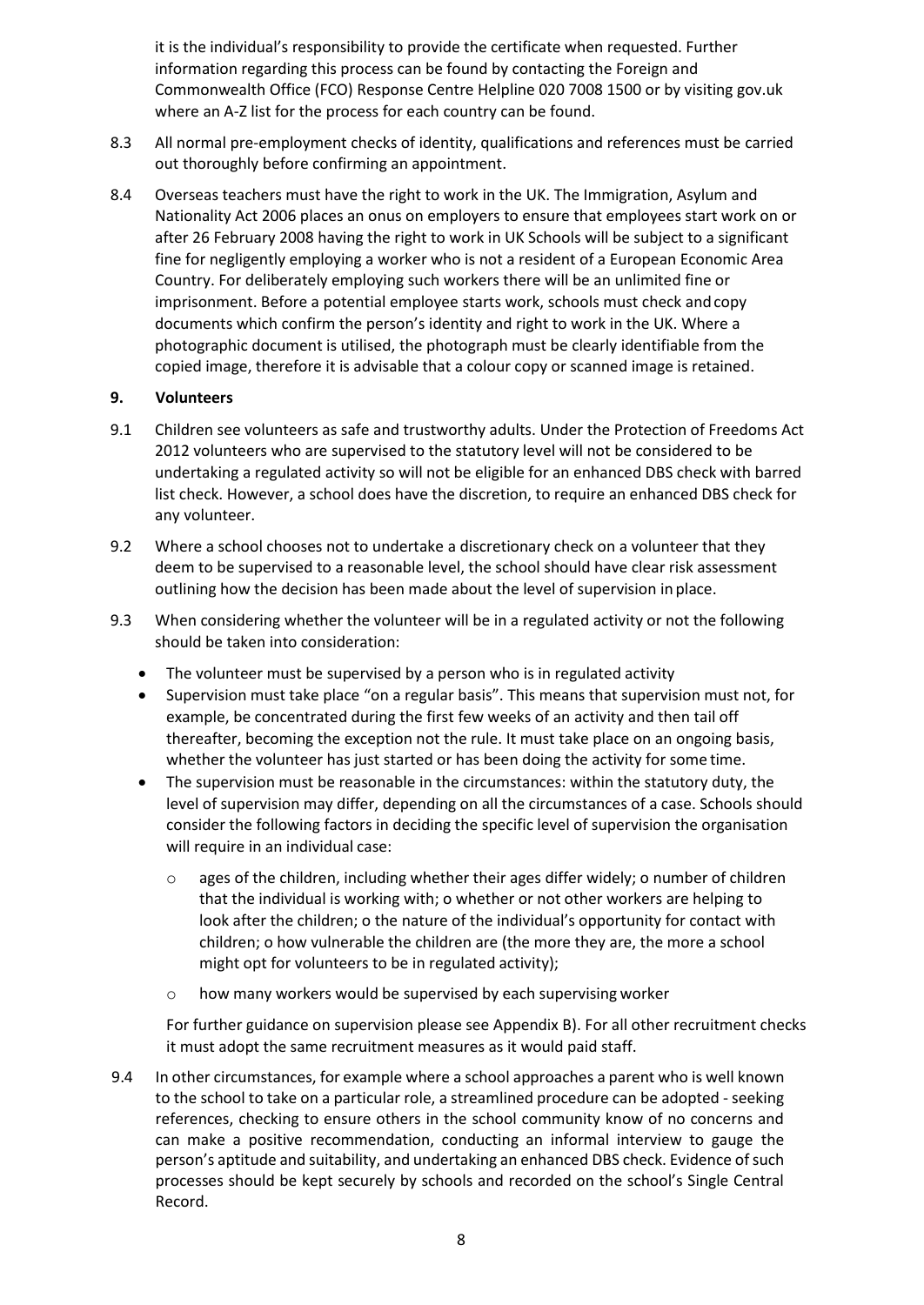it is the individual's responsibility to provide the certificate when requested. Further information regarding this process can be found by contacting the Foreign and Commonwealth Office (FCO) Response Centre Helpline 020 7008 1500 or by visiting gov.uk where an A-Z list for the process for each country can be found.

8.3 All normal pre-employment checks of identity, qualifications and references must be carried out thoroughly before confirming an appointment.

8.4 Overseas teachers must have the right to work in the UK. The Immigration, Asylum and Nationality Act 2006 places an onus on employers to ensure that employees start work on or after 26 February 2008 having the right to work in UK Schools will be subject to a significant fine for negligently employing a worker who is not a resident of a European Economic Area Country. For deliberately employing such workers there will be an unlimited fine or imprisonment. Before a potential employee starts work, schools must check and copy documents which confirm the person's identity and right to work in the UK. Where a photographic document is utilised, the photograph must be clearly identifiable from the copied image, therefore it is advisable that a colour copy or scanned image is retained.

## 9. Volunteers

9.1 Children see volunteers as safe and trustworthy adults. Under the Protection of Freedoms Act 2012 volunteers who are supervised to the statutory level will not be considered to be undertaking a regulated activity so will not be eligible for an enhanced DBS check with barred list check. However, a school does have the discretion, to require an enhanced DBS check for any volunteer.

9.2 Where a school chooses not to undertake a discretionary check on a volunteer that they deem to be supervised to a reasonable level, the school should have clear risk assessment outlining how the decision has been made about the level of supervision in place.

9.3 When considering whether the volunteer will be in a regulated activity or not the following should be taken into consideration:

- The volunteer must be supervised by a person who is in regulated activity
- Supervision must take place "on a regular basis". This means that supervision must not, for example, be concentrated during the first few weeks of an activity and then tail off thereafter, becoming the exception not the rule. It must take place on an ongoing basis, whether the volunteer has just started or has been doing the activity for some time.
- The supervision must be reasonable in the circumstances: within the statutory duty, the level of supervision may differ, depending on all the circumstances of a case. Schools should consider the following factors in deciding the specific level of supervision the organisation will require in an individual case:
  - ages of the children, including whether their ages differ widely;
  - number of children that the individual is working with;
  - whether or not other workers are helping to look after the children;
  - the nature of the individual's opportunity for contact with children;
  - how vulnerable the children are (the more they are, the more a school might opt for volunteers to be in regulated activity);
  - how many workers would be supervised by each supervising worker

  For further guidance on supervision please see Appendix B). For all other recruitment checks it must adopt the same recruitment measures as it would paid staff.

9.4 In other circumstances, for example where a school approaches a parent who is well known to the school to take on a particular role, a streamlined procedure can be adopted - seeking references, checking to ensure others in the school community know of no concerns and can make a positive recommendation, conducting an informal interview to gauge the person's aptitude and suitability, and undertaking an enhanced DBS check. Evidence of such processes should be kept securely by schools and recorded on the school's Single Central Record.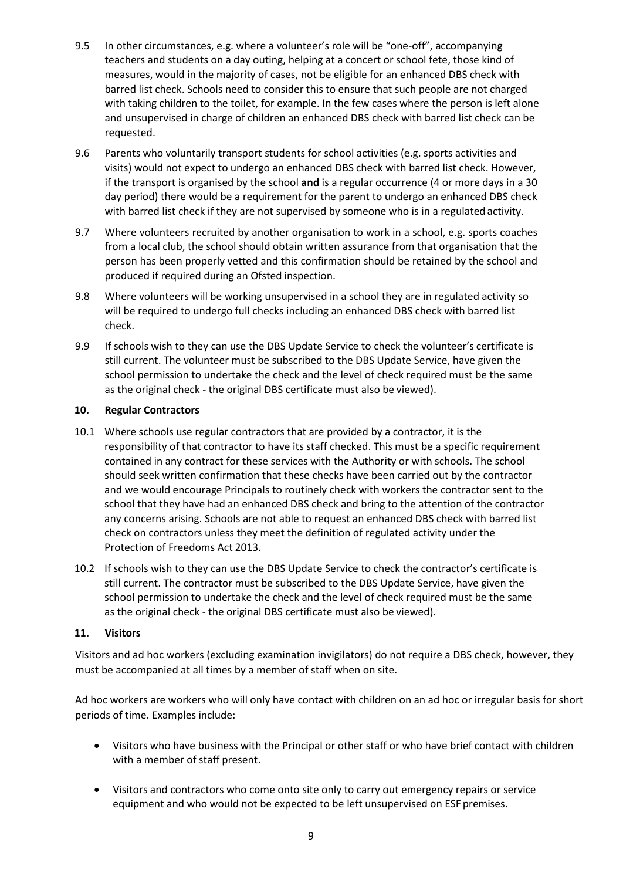9.5 In other circumstances, e.g. where a volunteer's role will be "one-off", accompanying teachers and students on a day outing, helping at a concert or school fete, those kind of measures, would in the majority of cases, not be eligible for an enhanced DBS check with barred list check. Schools need to consider this to ensure that such people are not charged with taking children to the toilet, for example. In the few cases where the person is left alone and unsupervised in charge of children an enhanced DBS check with barred list check can be requested.

9.6 Parents who voluntarily transport students for school activities (e.g. sports activities and visits) would not expect to undergo an enhanced DBS check with barred list check. However, if the transport is organised by the school **and** is a regular occurrence (4 or more days in a 30 day period) there would be a requirement for the parent to undergo an enhanced DBS check with barred list check if they are not supervised by someone who is in a regulated activity.

9.7 Where volunteers recruited by another organisation to work in a school, e.g. sports coaches from a local club, the school should obtain written assurance from that organisation that the person has been properly vetted and this confirmation should be retained by the school and produced if required during an Ofsted inspection.

9.8 Where volunteers will be working unsupervised in a school they are in regulated activity so will be required to undergo full checks including an enhanced DBS check with barred list check.

9.9 If schools wish to they can use the DBS Update Service to check the volunteer's certificate is still current. The volunteer must be subscribed to the DBS Update Service, have given the school permission to undertake the check and the level of check required must be the same as the original check - the original DBS certificate must also be viewed).

### 10. Regular Contractors

10.1 Where schools use regular contractors that are provided by a contractor, it is the responsibility of that contractor to have its staff checked. This must be a specific requirement contained in any contract for these services with the Authority or with schools. The school should seek written confirmation that these checks have been carried out by the contractor and we would encourage Principals to routinely check with workers the contractor sent to the school that they have had an enhanced DBS check and bring to the attention of the contractor any concerns arising. Schools are not able to request an enhanced DBS check with barred list check on contractors unless they meet the definition of regulated activity under the Protection of Freedoms Act 2013.

10.2 If schools wish to they can use the DBS Update Service to check the contractor's certificate is still current. The contractor must be subscribed to the DBS Update Service, have given the school permission to undertake the check and the level of check required must be the same as the original check - the original DBS certificate must also be viewed).

### 11. Visitors

Visitors and ad hoc workers (excluding examination invigilators) do not require a DBS check, however, they must be accompanied at all times by a member of staff when on site.

Ad hoc workers are workers who will only have contact with children on an ad hoc or irregular basis for short periods of time. Examples include:

- Visitors who have business with the Principal or other staff or who have brief contact with children with a member of staff present.
- Visitors and contractors who come onto site only to carry out emergency repairs or service equipment and who would not be expected to be left unsupervised on ESF premises.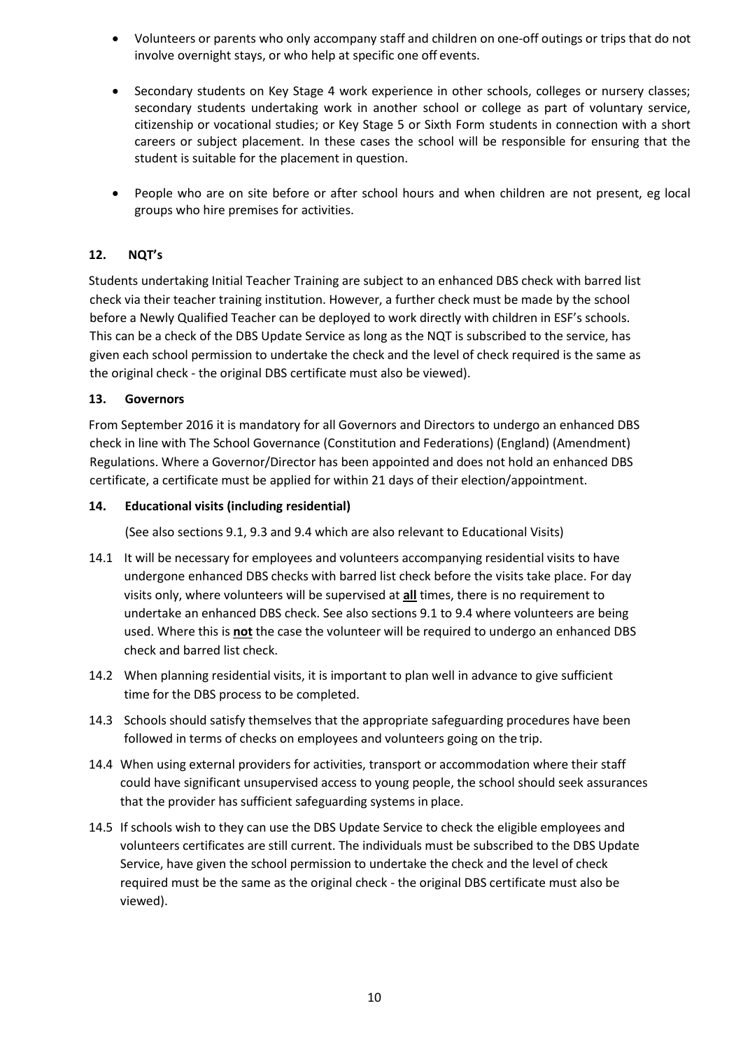- Volunteers or parents who only accompany staff and children on one-off outings or trips that do not involve overnight stays, or who help at specific one off events.
- Secondary students on Key Stage 4 work experience in other schools, colleges or nursery classes; secondary students undertaking work in another school or college as part of voluntary service, citizenship or vocational studies; or Key Stage 5 or Sixth Form students in connection with a short careers or subject placement. In these cases the school will be responsible for ensuring that the student is suitable for the placement in question.
- People who are on site before or after school hours and when children are not present, eg local groups who hire premises for activities.

## 12. NQT's

Students undertaking Initial Teacher Training are subject to an enhanced DBS check with barred list check via their teacher training institution. However, a further check must be made by the school before a Newly Qualified Teacher can be deployed to work directly with children in ESF's schools. This can be a check of the DBS Update Service as long as the NQT is subscribed to the service, has given each school permission to undertake the check and the level of check required is the same as the original check - the original DBS certificate must also be viewed).

## 13. Governors

From September 2016 it is mandatory for all Governors and Directors to undergo an enhanced DBS check in line with The School Governance (Constitution and Federations) (England) (Amendment) Regulations. Where a Governor/Director has been appointed and does not hold an enhanced DBS certificate, a certificate must be applied for within 21 days of their election/appointment.

## 14. Educational visits (including residential)

(See also sections 9.1, 9.3 and 9.4 which are also relevant to Educational Visits)

14.1 It will be necessary for employees and volunteers accompanying residential visits to have undergone enhanced DBS checks with barred list check before the visits take place. For day visits only, where volunteers will be supervised at **all** times, there is no requirement to undertake an enhanced DBS check. See also sections 9.1 to 9.4 where volunteers are being used. Where this is **not** the case the volunteer will be required to undergo an enhanced DBS check and barred list check.

14.2 When planning residential visits, it is important to plan well in advance to give sufficient time for the DBS process to be completed.

14.3 Schools should satisfy themselves that the appropriate safeguarding procedures have been followed in terms of checks on employees and volunteers going on the trip.

14.4 When using external providers for activities, transport or accommodation where their staff could have significant unsupervised access to young people, the school should seek assurances that the provider has sufficient safeguarding systems in place.

14.5 If schools wish to they can use the DBS Update Service to check the eligible employees and volunteers certificates are still current. The individuals must be subscribed to the DBS Update Service, have given the school permission to undertake the check and the level of check required must be the same as the original check - the original DBS certificate must also be viewed).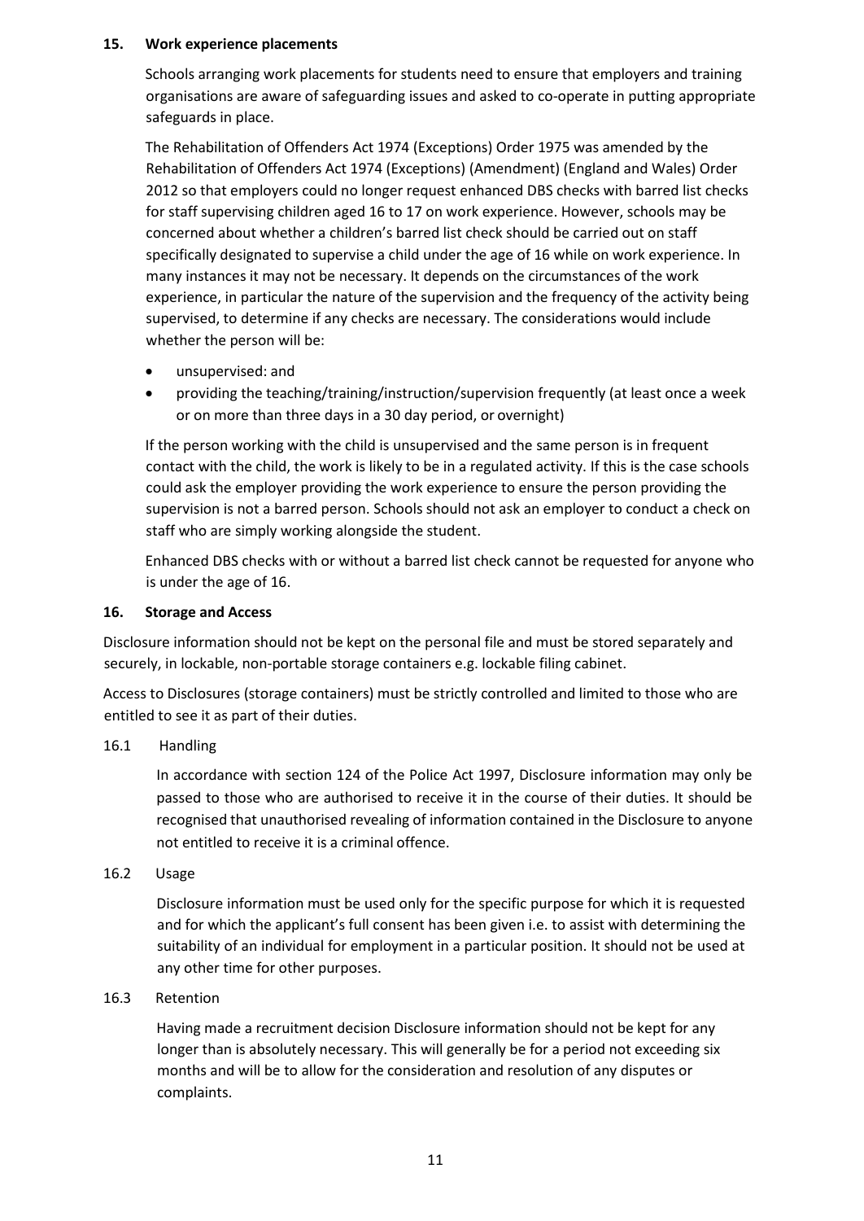## 15. Work experience placements

Schools arranging work placements for students need to ensure that employers and training organisations are aware of safeguarding issues and asked to co-operate in putting appropriate safeguards in place.

The Rehabilitation of Offenders Act 1974 (Exceptions) Order 1975 was amended by the Rehabilitation of Offenders Act 1974 (Exceptions) (Amendment) (England and Wales) Order 2012 so that employers could no longer request enhanced DBS checks with barred list checks for staff supervising children aged 16 to 17 on work experience. However, schools may be concerned about whether a children's barred list check should be carried out on staff specifically designated to supervise a child under the age of 16 while on work experience. In many instances it may not be necessary. It depends on the circumstances of the work experience, in particular the nature of the supervision and the frequency of the activity being supervised, to determine if any checks are necessary. The considerations would include whether the person will be:

- unsupervised: and
- providing the teaching/training/instruction/supervision frequently (at least once a week or on more than three days in a 30 day period, or overnight)

If the person working with the child is unsupervised and the same person is in frequent contact with the child, the work is likely to be in a regulated activity. If this is the case schools could ask the employer providing the work experience to ensure the person providing the supervision is not a barred person. Schools should not ask an employer to conduct a check on staff who are simply working alongside the student.

Enhanced DBS checks with or without a barred list check cannot be requested for anyone who is under the age of 16.

## 16. Storage and Access

Disclosure information should not be kept on the personal file and must be stored separately and securely, in lockable, non-portable storage containers e.g. lockable filing cabinet.

Access to Disclosures (storage containers) must be strictly controlled and limited to those who are entitled to see it as part of their duties.

### 16.1 Handling

In accordance with section 124 of the Police Act 1997, Disclosure information may only be passed to those who are authorised to receive it in the course of their duties. It should be recognised that unauthorised revealing of information contained in the Disclosure to anyone not entitled to receive it is a criminal offence.

### 16.2 Usage

Disclosure information must be used only for the specific purpose for which it is requested and for which the applicant's full consent has been given i.e. to assist with determining the suitability of an individual for employment in a particular position. It should not be used at any other time for other purposes.

### 16.3 Retention

Having made a recruitment decision Disclosure information should not be kept for any longer than is absolutely necessary. This will generally be for a period not exceeding six months and will be to allow for the consideration and resolution of any disputes or complaints.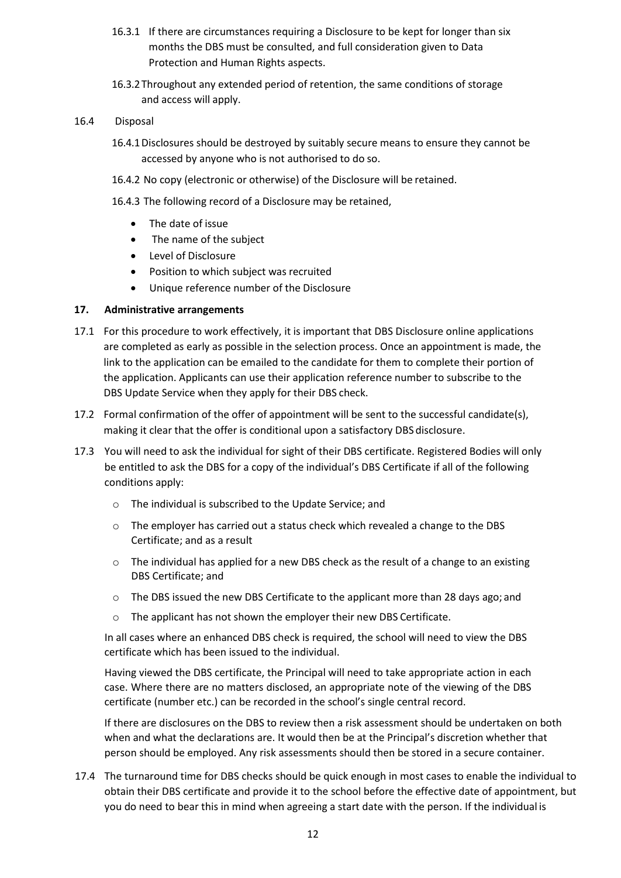16.3.1 If there are circumstances requiring a Disclosure to be kept for longer than six months the DBS must be consulted, and full consideration given to Data Protection and Human Rights aspects.

16.3.2 Throughout any extended period of retention, the same conditions of storage and access will apply.

16.4 Disposal

16.4.1 Disclosures should be destroyed by suitably secure means to ensure they cannot be accessed by anyone who is not authorised to do so.

16.4.2 No copy (electronic or otherwise) of the Disclosure will be retained.

16.4.3 The following record of a Disclosure may be retained,

- The date of issue
- The name of the subject
- Level of Disclosure
- Position to which subject was recruited
- Unique reference number of the Disclosure

## 17. Administrative arrangements

17.1 For this procedure to work effectively, it is important that DBS Disclosure online applications are completed as early as possible in the selection process. Once an appointment is made, the link to the application can be emailed to the candidate for them to complete their portion of the application. Applicants can use their application reference number to subscribe to the DBS Update Service when they apply for their DBS check.

17.2 Formal confirmation of the offer of appointment will be sent to the successful candidate(s), making it clear that the offer is conditional upon a satisfactory DBS disclosure.

17.3 You will need to ask the individual for sight of their DBS certificate. Registered Bodies will only be entitled to ask the DBS for a copy of the individual's DBS Certificate if all of the following conditions apply:

- The individual is subscribed to the Update Service; and
- The employer has carried out a status check which revealed a change to the DBS Certificate; and as a result
- The individual has applied for a new DBS check as the result of a change to an existing DBS Certificate; and
- The DBS issued the new DBS Certificate to the applicant more than 28 days ago; and
- The applicant has not shown the employer their new DBS Certificate.

In all cases where an enhanced DBS check is required, the school will need to view the DBS certificate which has been issued to the individual.

Having viewed the DBS certificate, the Principal will need to take appropriate action in each case. Where there are no matters disclosed, an appropriate note of the viewing of the DBS certificate (number etc.) can be recorded in the school's single central record.

If there are disclosures on the DBS to review then a risk assessment should be undertaken on both when and what the declarations are. It would then be at the Principal's discretion whether that person should be employed. Any risk assessments should then be stored in a secure container.

17.4 The turnaround time for DBS checks should be quick enough in most cases to enable the individual to obtain their DBS certificate and provide it to the school before the effective date of appointment, but you do need to bear this in mind when agreeing a start date with the person. If the individual is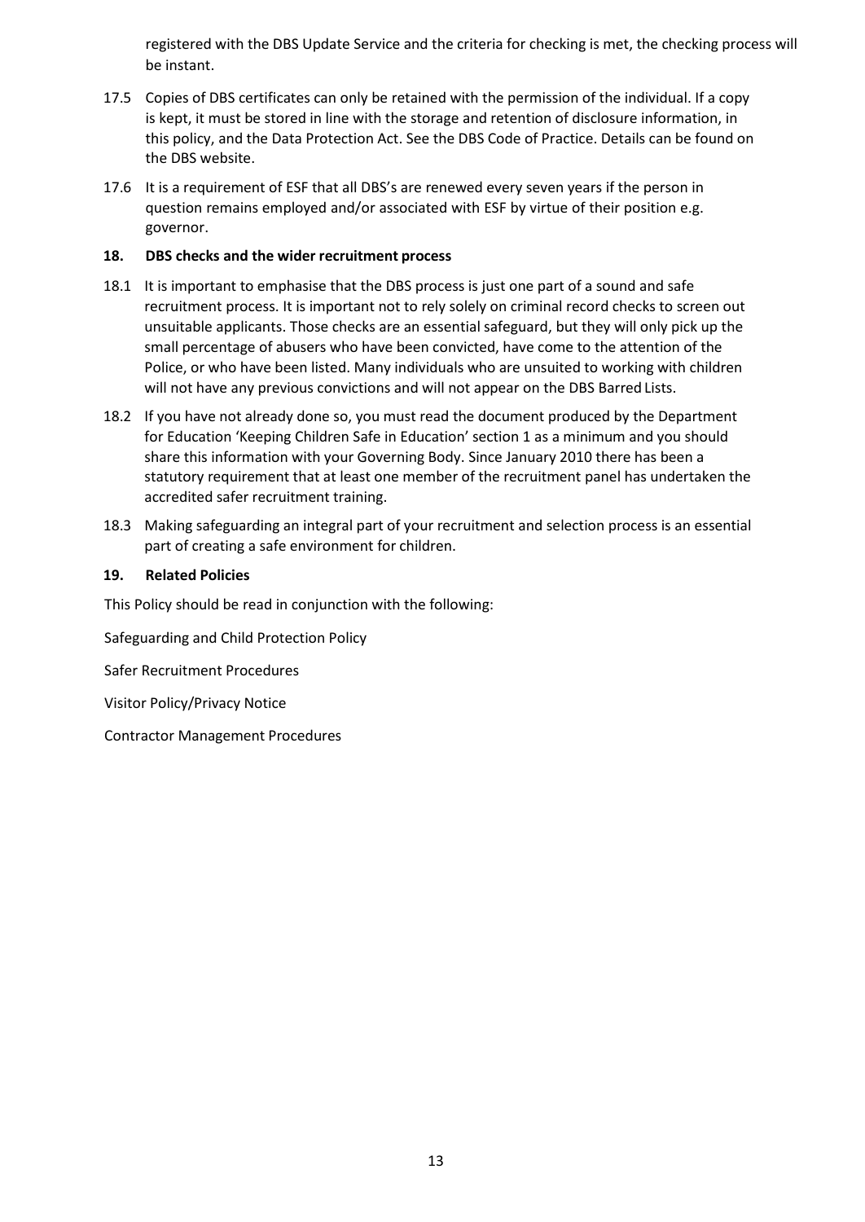registered with the DBS Update Service and the criteria for checking is met, the checking process will be instant.

17.5 Copies of DBS certificates can only be retained with the permission of the individual. If a copy is kept, it must be stored in line with the storage and retention of disclosure information, in this policy, and the Data Protection Act. See the DBS Code of Practice. Details can be found on the DBS website.

17.6 It is a requirement of ESF that all DBS's are renewed every seven years if the person in question remains employed and/or associated with ESF by virtue of their position e.g. governor.

**18. DBS checks and the wider recruitment process**

18.1 It is important to emphasise that the DBS process is just one part of a sound and safe recruitment process. It is important not to rely solely on criminal record checks to screen out unsuitable applicants. Those checks are an essential safeguard, but they will only pick up the small percentage of abusers who have been convicted, have come to the attention of the Police, or who have been listed. Many individuals who are unsuited to working with children will not have any previous convictions and will not appear on the DBS Barred Lists.

18.2 If you have not already done so, you must read the document produced by the Department for Education 'Keeping Children Safe in Education' section 1 as a minimum and you should share this information with your Governing Body. Since January 2010 there has been a statutory requirement that at least one member of the recruitment panel has undertaken the accredited safer recruitment training.

18.3 Making safeguarding an integral part of your recruitment and selection process is an essential part of creating a safe environment for children.

**19. Related Policies**

This Policy should be read in conjunction with the following:

Safeguarding and Child Protection Policy

Safer Recruitment Procedures

Visitor Policy/Privacy Notice

Contractor Management Procedures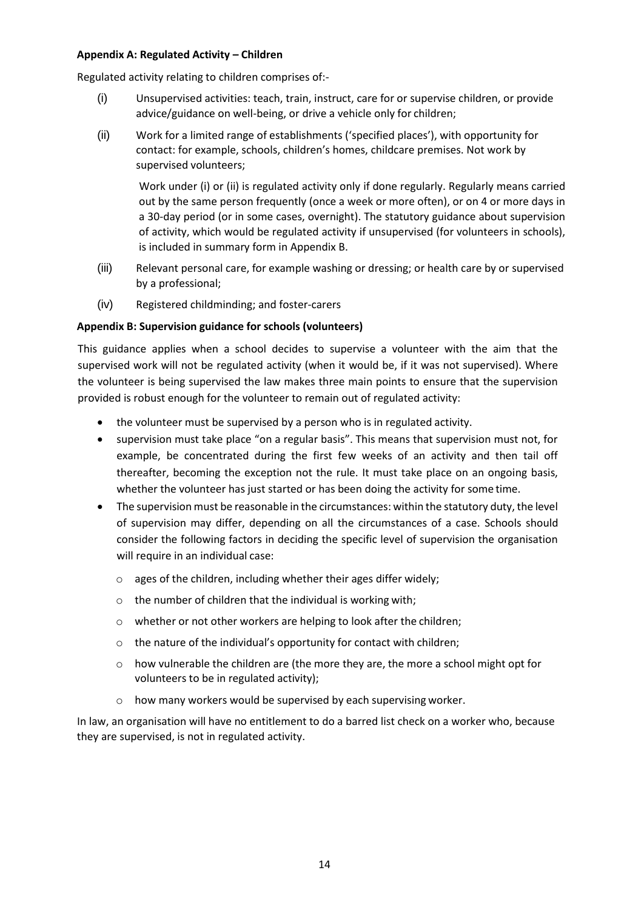**Appendix A: Regulated Activity – Children**

Regulated activity relating to children comprises of:-

(i) Unsupervised activities: teach, train, instruct, care for or supervise children, or provide advice/guidance on well-being, or drive a vehicle only for children;

(ii) Work for a limited range of establishments ('specified places'), with opportunity for contact: for example, schools, children's homes, childcare premises. Not work by supervised volunteers;

Work under (i) or (ii) is regulated activity only if done regularly. Regularly means carried out by the same person frequently (once a week or more often), or on 4 or more days in a 30-day period (or in some cases, overnight). The statutory guidance about supervision of activity, which would be regulated activity if unsupervised (for volunteers in schools), is included in summary form in Appendix B.

(iii) Relevant personal care, for example washing or dressing; or health care by or supervised by a professional;

(iv) Registered childminding; and foster-carers

**Appendix B: Supervision guidance for schools (volunteers)**

This guidance applies when a school decides to supervise a volunteer with the aim that the supervised work will not be regulated activity (when it would be, if it was not supervised). Where the volunteer is being supervised the law makes three main points to ensure that the supervision provided is robust enough for the volunteer to remain out of regulated activity:

- the volunteer must be supervised by a person who is in regulated activity.
- supervision must take place "on a regular basis". This means that supervision must not, for example, be concentrated during the first few weeks of an activity and then tail off thereafter, becoming the exception not the rule. It must take place on an ongoing basis, whether the volunteer has just started or has been doing the activity for some time.
- The supervision must be reasonable in the circumstances: within the statutory duty, the level of supervision may differ, depending on all the circumstances of a case. Schools should consider the following factors in deciding the specific level of supervision the organisation will require in an individual case:
  - ages of the children, including whether their ages differ widely;
  - the number of children that the individual is working with;
  - whether or not other workers are helping to look after the children;
  - the nature of the individual's opportunity for contact with children;
  - how vulnerable the children are (the more they are, the more a school might opt for volunteers to be in regulated activity);
  - how many workers would be supervised by each supervising worker.

In law, an organisation will have no entitlement to do a barred list check on a worker who, because they are supervised, is not in regulated activity.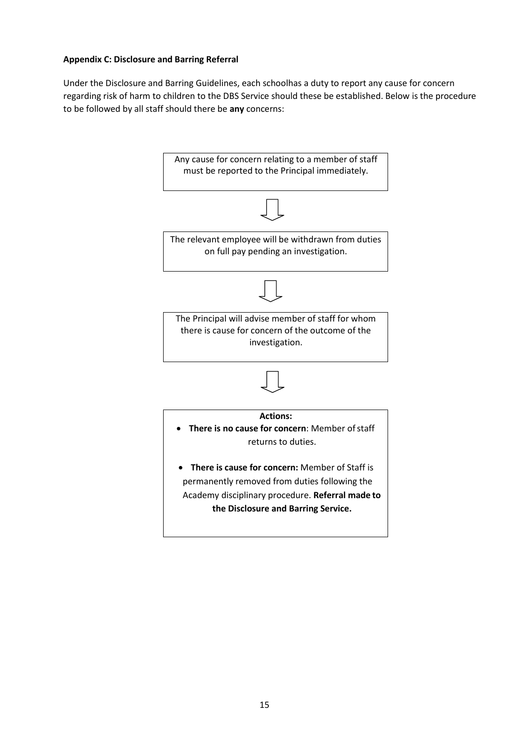**Appendix C: Disclosure and Barring Referral**

Under the Disclosure and Barring Guidelines, each schoolhas a duty to report any cause for concern regarding risk of harm to children to the DBS Service should these be established. Below is the procedure to be followed by all staff should there be **any** concerns:

Any cause for concern relating to a member of staff must be reported to the Principal immediately.

↓

The relevant employee will be withdrawn from duties on full pay pending an investigation.

↓

The Principal will advise member of staff for whom there is cause for concern of the outcome of the investigation.

↓

**Actions:**

- **There is no cause for concern**: Member of staff returns to duties.
- **There is cause for concern:** Member of Staff is permanently removed from duties following the Academy disciplinary procedure. **Referral made to the Disclosure and Barring Service.**